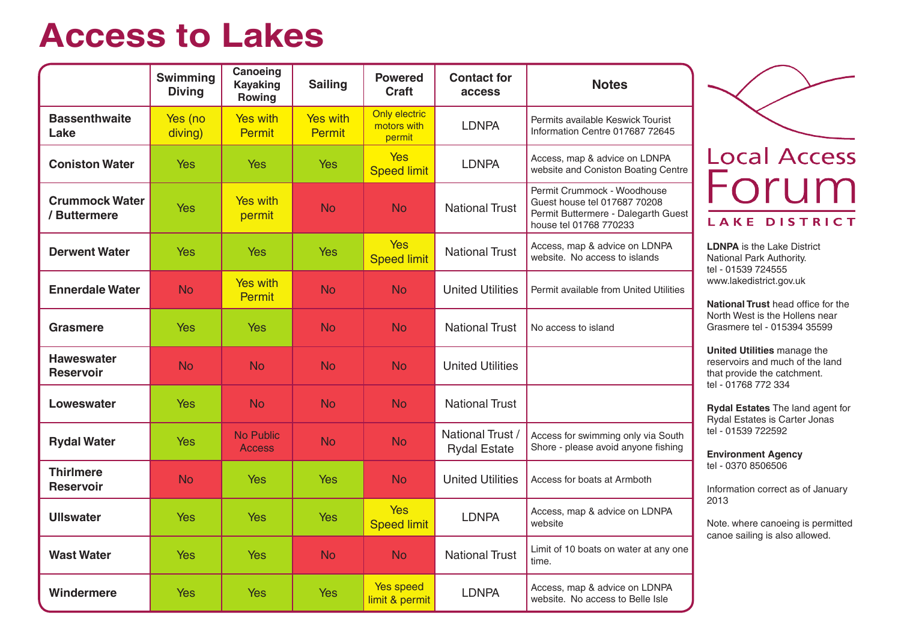# Access to Lakes

| | Swimming Diving | Canoeing Kayaking Rowing | Sailing | Powered Craft | Contact for access | Notes |
|---|---|---|---|---|---|---|
| **Bassenthwaite Lake** | Yes (no diving) | Yes with Permit | Yes with Permit | Only electric motors with permit | LDNPA | Permits available Keswick Tourist Information Centre 017687 72645 |
| **Coniston Water** | Yes | Yes | Yes | Yes Speed limit | LDNPA | Access, map & advice on LDNPA website and Coniston Boating Centre |
| **Crummock Water / Buttermere** | Yes | Yes with permit | No | No | National Trust | Permit Crummock - Woodhouse Guest house tel 017687 70208 Permit Buttermere - Dalegarth Guest house tel 01768 770233 |
| **Derwent Water** | Yes | Yes | Yes | Yes Speed limit | National Trust | Access, map & advice on LDNPA website. No access to islands |
| **Ennerdale Water** | No | Yes with Permit | No | No | United Utilities | Permit available from United Utilities |
| **Grasmere** | Yes | Yes | No | No | National Trust | No access to island |
| **Haweswater Reservoir** | No | No | No | No | United Utilities | |
| **Loweswater** | Yes | No | No | No | National Trust | |
| **Rydal Water** | Yes | No Public Access | No | No | National Trust / Rydal Estate | Access for swimming only via South Shore - please avoid anyone fishing |
| **Thirlmere Reservoir** | No | Yes | Yes | No | United Utilities | Access for boats at Armboth |
| **Ullswater** | Yes | Yes | Yes | Yes Speed limit | LDNPA | Access, map & advice on LDNPA website |
| **Wast Water** | Yes | Yes | No | No | National Trust | Limit of 10 boats on water at any one time. |
| **Windermere** | Yes | Yes | Yes | Yes speed limit & permit | LDNPA | Access, map & advice on LDNPA website. No access to Belle Isle |

Local Access Forum
LAKE DISTRICT

**LDNPA** is the Lake District National Park Authority.
tel - 01539 724555
www.lakedistrict.gov.uk

**National Trust** head office for the North West is the Hollens near Grasmere tel - 015394 35599

**United Utilities** manage the reservoirs and much of the land that provide the catchment.
tel - 01768 772 334

**Rydal Estates** The land agent for Rydal Estates is Carter Jonas
tel - 01539 722592

**Environment Agency**
tel - 0370 8506506

Information correct as of January 2013

Note. where canoeing is permitted canoe sailing is also allowed.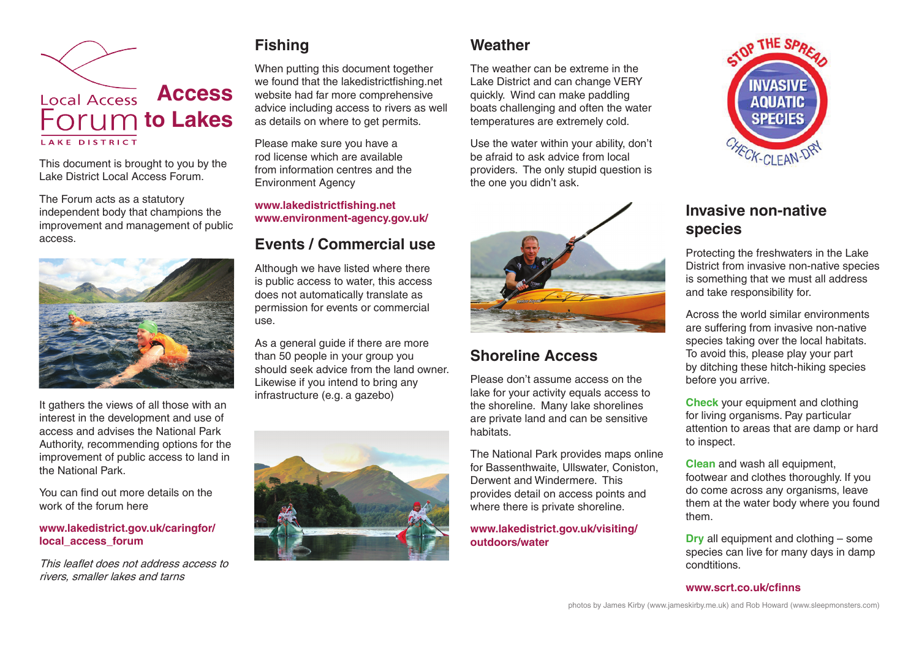Local Access Forum LAKE DISTRICT

# Access to Lakes

This document is brought to you by the Lake District Local Access Forum.

The Forum acts as a statutory independent body that champions the improvement and management of public access.

It gathers the views of all those with an interest in the development and use of access and advises the National Park Authority, recommending options for the improvement of public access to land in the National Park.

You can find out more details on the work of the forum here

**www.lakedistrict.gov.uk/caringfor/local_access_forum**

*This leaflet does not address access to rivers, smaller lakes and tarns*

## Fishing

When putting this document together we found that the lakedistrictfishing.net website had far more comprehensive advice including access to rivers as well as details on where to get permits.

Please make sure you have a rod license which are available from information centres and the Environment Agency

**www.lakedistrictfishing.net**
**www.environment-agency.gov.uk/**

## Events / Commercial use

Although we have listed where there is public access to water, this access does not automatically translate as permission for events or commercial use.

As a general guide if there are more than 50 people in your group you should seek advice from the land owner. Likewise if you intend to bring any infrastructure (e.g. a gazebo)

## Weather

The weather can be extreme in the Lake District and can change VERY quickly. Wind can make paddling boats challenging and often the water temperatures are extremely cold.

Use the water within your ability, don't be afraid to ask advice from local providers. The only stupid question is the one you didn't ask.

## Shoreline Access

Please don't assume access on the lake for your activity equals access to the shoreline. Many lake shorelines are private land and can be sensitive habitats.

The National Park provides maps online for Bassenthwaite, Ullswater, Coniston, Derwent and Windermere. This provides detail on access points and where there is private shoreline.

**www.lakedistrict.gov.uk/visiting/outdoors/water**

STOP THE SPREAD INVASIVE AQUATIC SPECIES CHECK-CLEAN-DRY

## Invasive non-native species

Protecting the freshwaters in the Lake District from invasive non-native species is something that we must all address and take responsibility for.

Across the world similar environments are suffering from invasive non-native species taking over the local habitats. To avoid this, please play your part by ditching these hitch-hiking species before you arrive.

**Check** your equipment and clothing for living organisms. Pay particular attention to areas that are damp or hard to inspect.

**Clean** and wash all equipment, footwear and clothes thoroughly. If you do come across any organisms, leave them at the water body where you found them.

**Dry** all equipment and clothing – some species can live for many days in damp condtitions.

**www.scrt.co.uk/cfinns**

photos by James Kirby (www.jameskirby.me.uk) and Rob Howard (www.sleepmonsters.com)